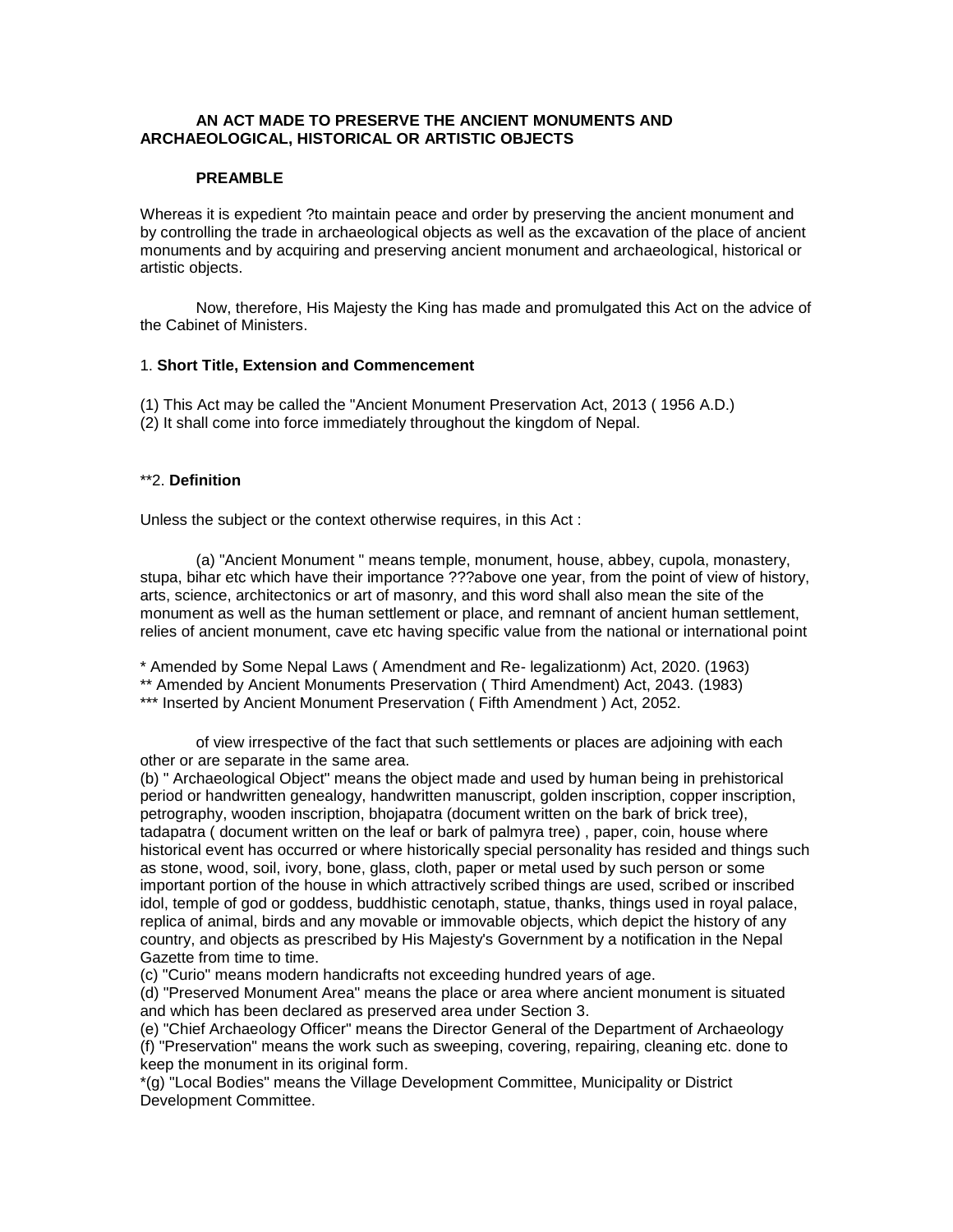**AN ACT MADE TO PRESERVE THE ANCIENT MONUMENTS AND ARCHAEOLOGICAL, HISTORICAL OR ARTISTIC OBJECTS**

**PREAMBLE**

Whereas it is expedient ?to maintain peace and order by preserving the ancient monument and by controlling the trade in archaeological objects as well as the excavation of the place of ancient monuments and by acquiring and preserving ancient monument and archaeological, historical or artistic objects.

Now, therefore, His Majesty the King has made and promulgated this Act on the advice of the Cabinet of Ministers.

1. **Short Title, Extension and Commencement**

(1) This Act may be called the "Ancient Monument Preservation Act, 2013 ( 1956 A.D.)
(2) It shall come into force immediately throughout the kingdom of Nepal.

**2. **Definition**

Unless the subject or the context otherwise requires, in this Act :

(a) "Ancient Monument " means temple, monument, house, abbey, cupola, monastery, stupa, bihar etc which have their importance ???above one year, from the point of view of history, arts, science, architectonics or art of masonry, and this word shall also mean the site of the monument as well as the human settlement or place, and remnant of ancient human settlement, relies of ancient monument, cave etc having specific value from the national or international point

\* Amended by Some Nepal Laws ( Amendment and Re- legalizationm) Act, 2020. (1963)
\** Amended by Ancient Monuments Preservation ( Third Amendment) Act, 2043. (1983)
\*** Inserted by Ancient Monument Preservation ( Fifth Amendment ) Act, 2052.

of view irrespective of the fact that such settlements or places are adjoining with each other or are separate in the same area.
(b) " Archaeological Object" means the object made and used by human being in prehistorical period or handwritten genealogy, handwritten manuscript, golden inscription, copper inscription, petrography, wooden inscription, bhojapatra (document written on the bark of brick tree), tadapatra ( document written on the leaf or bark of palmyra tree) , paper, coin, house where historical event has occurred or where historically special personality has resided and things such as stone, wood, soil, ivory, bone, glass, cloth, paper or metal used by such person or some important portion of the house in which attractively scribed things are used, scribed or inscribed idol, temple of god or goddess, buddhistic cenotaph, statue, thanks, things used in royal palace, replica of animal, birds and any movable or immovable objects, which depict the history of any country, and objects as prescribed by His Majesty's Government by a notification in the Nepal Gazette from time to time.
(c) "Curio" means modern handicrafts not exceeding hundred years of age.
(d) "Preserved Monument Area" means the place or area where ancient monument is situated and which has been declared as preserved area under Section 3.
(e) "Chief Archaeology Officer" means the Director General of the Department of Archaeology
(f) "Preservation" means the work such as sweeping, covering, repairing, cleaning etc. done to keep the monument in its original form.
*(g) "Local Bodies" means the Village Development Committee, Municipality or District Development Committee.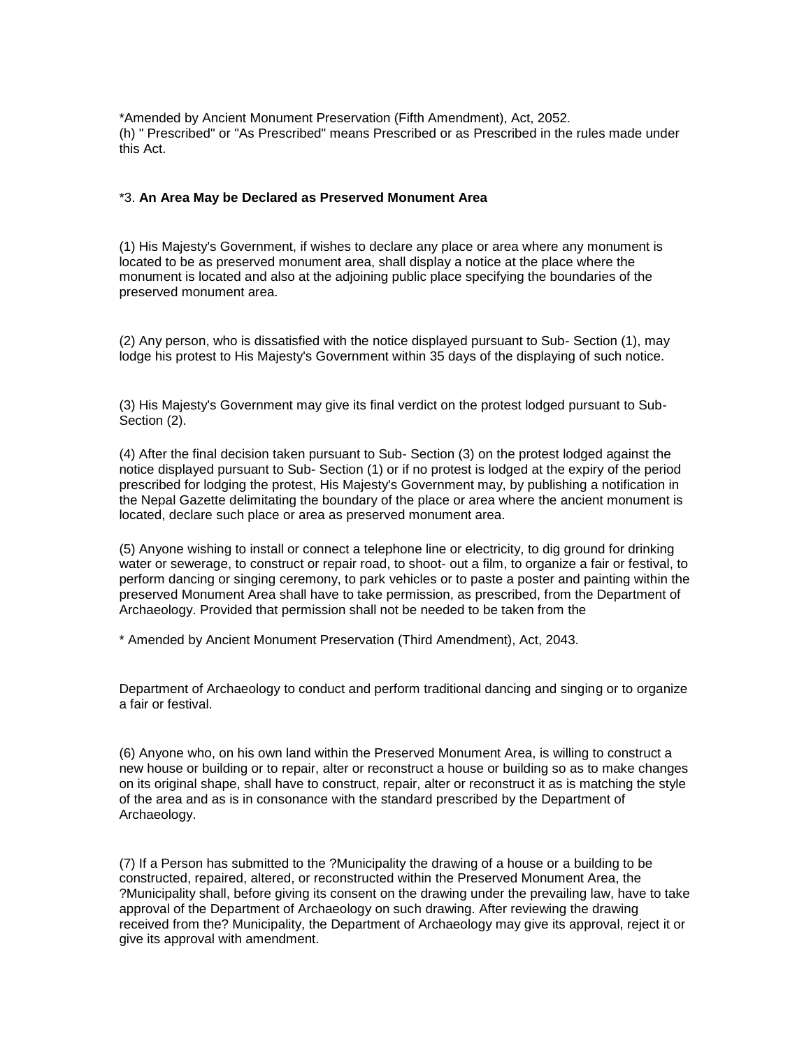*Amended by Ancient Monument Preservation (Fifth Amendment), Act, 2052.

(h) " Prescribed" or "As Prescribed" means Prescribed or as Prescribed in the rules made under this Act.

*3. **An Area May be Declared as Preserved Monument Area**

(1) His Majesty's Government, if wishes to declare any place or area where any monument is located to be as preserved monument area, shall display a notice at the place where the monument is located and also at the adjoining public place specifying the boundaries of the preserved monument area.

(2) Any person, who is dissatisfied with the notice displayed pursuant to Sub- Section (1), may lodge his protest to His Majesty's Government within 35 days of the displaying of such notice.

(3) His Majesty's Government may give its final verdict on the protest lodged pursuant to Sub-Section (2).

(4) After the final decision taken pursuant to Sub- Section (3) on the protest lodged against the notice displayed pursuant to Sub- Section (1) or if no protest is lodged at the expiry of the period prescribed for lodging the protest, His Majesty's Government may, by publishing a notification in the Nepal Gazette delimitating the boundary of the place or area where the ancient monument is located, declare such place or area as preserved monument area.

(5) Anyone wishing to install or connect a telephone line or electricity, to dig ground for drinking water or sewerage, to construct or repair road, to shoot- out a film, to organize a fair or festival, to perform dancing or singing ceremony, to park vehicles or to paste a poster and painting within the preserved Monument Area shall have to take permission, as prescribed, from the Department of Archaeology. Provided that permission shall not be needed to be taken from the Department of Archaeology to conduct and perform traditional dancing and singing or to organize a fair or festival.

* Amended by Ancient Monument Preservation (Third Amendment), Act, 2043.

(6) Anyone who, on his own land within the Preserved Monument Area, is willing to construct a new house or building or to repair, alter or reconstruct a house or building so as to make changes on its original shape, shall have to construct, repair, alter or reconstruct it as is matching the style of the area and as is in consonance with the standard prescribed by the Department of Archaeology.

(7) If a Person has submitted to the ?Municipality the drawing of a house or a building to be constructed, repaired, altered, or reconstructed within the Preserved Monument Area, the ?Municipality shall, before giving its consent on the drawing under the prevailing law, have to take approval of the Department of Archaeology on such drawing. After reviewing the drawing received from the? Municipality, the Department of Archaeology may give its approval, reject it or give its approval with amendment.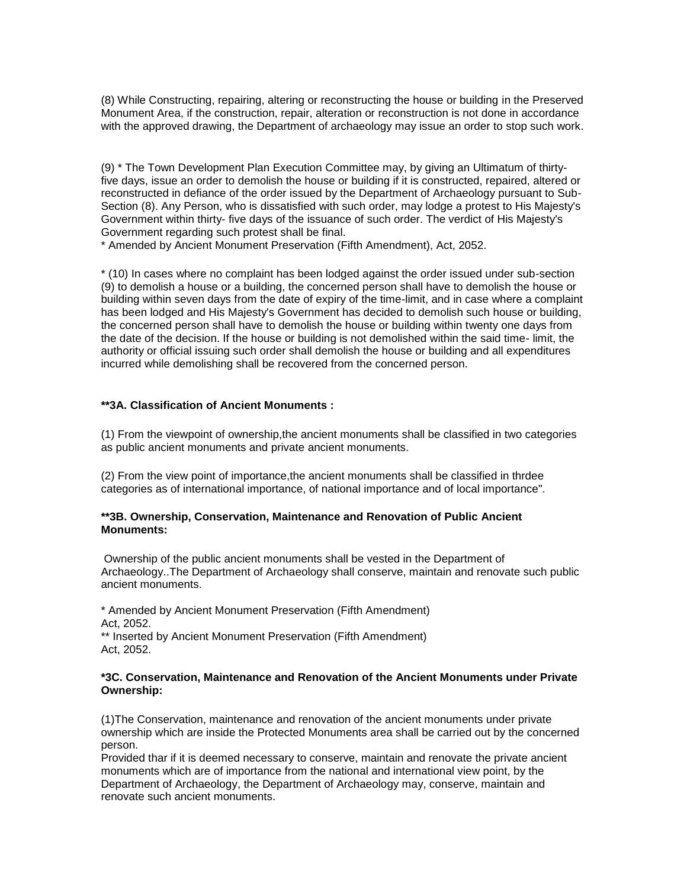(8) While Constructing, repairing, altering or reconstructing the house or building in the Preserved Monument Area, if the construction, repair, alteration or reconstruction is not done in accordance with the approved drawing, the Department of archaeology may issue an order to stop such work.

(9) * The Town Development Plan Execution Committee may, by giving an Ultimatum of thirty-five days, issue an order to demolish the house or building if it is constructed, repaired, altered or reconstructed in defiance of the order issued by the Department of Archaeology pursuant to Sub-Section (8). Any Person, who is dissatisfied with such order, may lodge a protest to His Majesty's Government within thirty- five days of the issuance of such order. The verdict of His Majesty's Government regarding such protest shall be final.
* Amended by Ancient Monument Preservation (Fifth Amendment), Act, 2052.

* (10) In cases where no complaint has been lodged against the order issued under sub-section (9) to demolish a house or a building, the concerned person shall have to demolish the house or building within seven days from the date of expiry of the time-limit, and in case where a complaint has been lodged and His Majesty's Government has decided to demolish such house or building, the concerned person shall have to demolish the house or building within twenty one days from the date of the decision. If the house or building is not demolished within the said time- limit, the authority or official issuing such order shall demolish the house or building and all expenditures incurred while demolishing shall be recovered from the concerned person.

**\*\*3A. Classification of Ancient Monuments :**

(1) From the viewpoint of ownership,the ancient monuments shall be classified in two categories as public ancient monuments and private ancient monuments.

(2) From the view point of importance,the ancient monuments shall be classified in thrdee categories as of international importance, of national importance and of local importance".

**\*\*3B. Ownership, Conservation, Maintenance and Renovation of Public Ancient Monuments:**

Ownership of the public ancient monuments shall be vested in the Department of Archaeology..The Department of Archaeology shall conserve, maintain and renovate such public ancient monuments.

* Amended by Ancient Monument Preservation (Fifth Amendment) Act, 2052.
** Inserted by Ancient Monument Preservation (Fifth Amendment) Act, 2052.

**\*3C. Conservation, Maintenance and Renovation of the Ancient Monuments under Private Ownership:**

(1)The Conservation, maintenance and renovation of the ancient monuments under private ownership which are inside the Protected Monuments area shall be carried out by the concerned person.
Provided thar if it is deemed necessary to conserve, maintain and renovate the private ancient monuments which are of importance from the national and international view point, by the Department of Archaeology, the Department of Archaeology may, conserve, maintain and renovate such ancient monuments.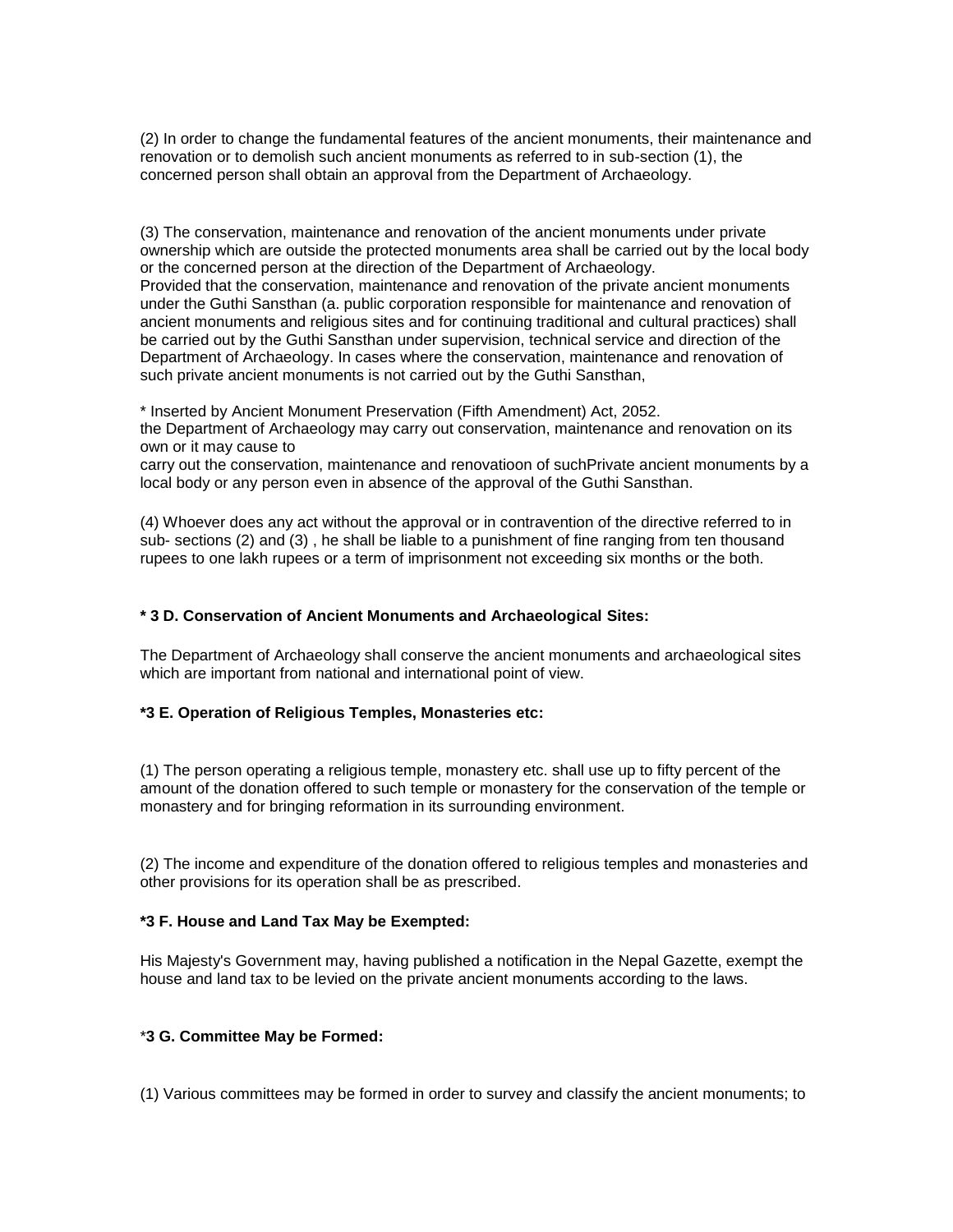(2) In order to change the fundamental features of the ancient monuments, their maintenance and renovation or to demolish such ancient monuments as referred to in sub-section (1), the concerned person shall obtain an approval from the Department of Archaeology.

(3) The conservation, maintenance and renovation of the ancient monuments under private ownership which are outside the protected monuments area shall be carried out by the local body or the concerned person at the direction of the Department of Archaeology.
Provided that the conservation, maintenance and renovation of the private ancient monuments under the Guthi Sansthan (a. public corporation responsible for maintenance and renovation of ancient monuments and religious sites and for continuing traditional and cultural practices) shall be carried out by the Guthi Sansthan under supervision, technical service and direction of the Department of Archaeology. In cases where the conservation, maintenance and renovation of such private ancient monuments is not carried out by the Guthi Sansthan,

* Inserted by Ancient Monument Preservation (Fifth Amendment) Act, 2052.
the Department of Archaeology may carry out conservation, maintenance and renovation on its own or it may cause to
carry out the conservation, maintenance and renovatioon of suchPrivate ancient monuments by a local body or any person even in absence of the approval of the Guthi Sansthan.

(4) Whoever does any act without the approval or in contravention of the directive referred to in sub- sections (2) and (3) , he shall be liable to a punishment of fine ranging from ten thousand rupees to one lakh rupees or a term of imprisonment not exceeding six months or the both.

**\* 3 D. Conservation of Ancient Monuments and Archaeological Sites:**

The Department of Archaeology shall conserve the ancient monuments and archaeological sites which are important from national and international point of view.

**\*3 E. Operation of Religious Temples, Monasteries etc:**

(1) The person operating a religious temple, monastery etc. shall use up to fifty percent of the amount of the donation offered to such temple or monastery for the conservation of the temple or monastery and for bringing reformation in its surrounding environment.

(2) The income and expenditure of the donation offered to religious temples and monasteries and other provisions for its operation shall be as prescribed.

**\*3 F. House and Land Tax May be Exempted:**

His Majesty's Government may, having published a notification in the Nepal Gazette, exempt the house and land tax to be levied on the private ancient monuments according to the laws.

\***3 G. Committee May be Formed:**

(1) Various committees may be formed in order to survey and classify the ancient monuments; to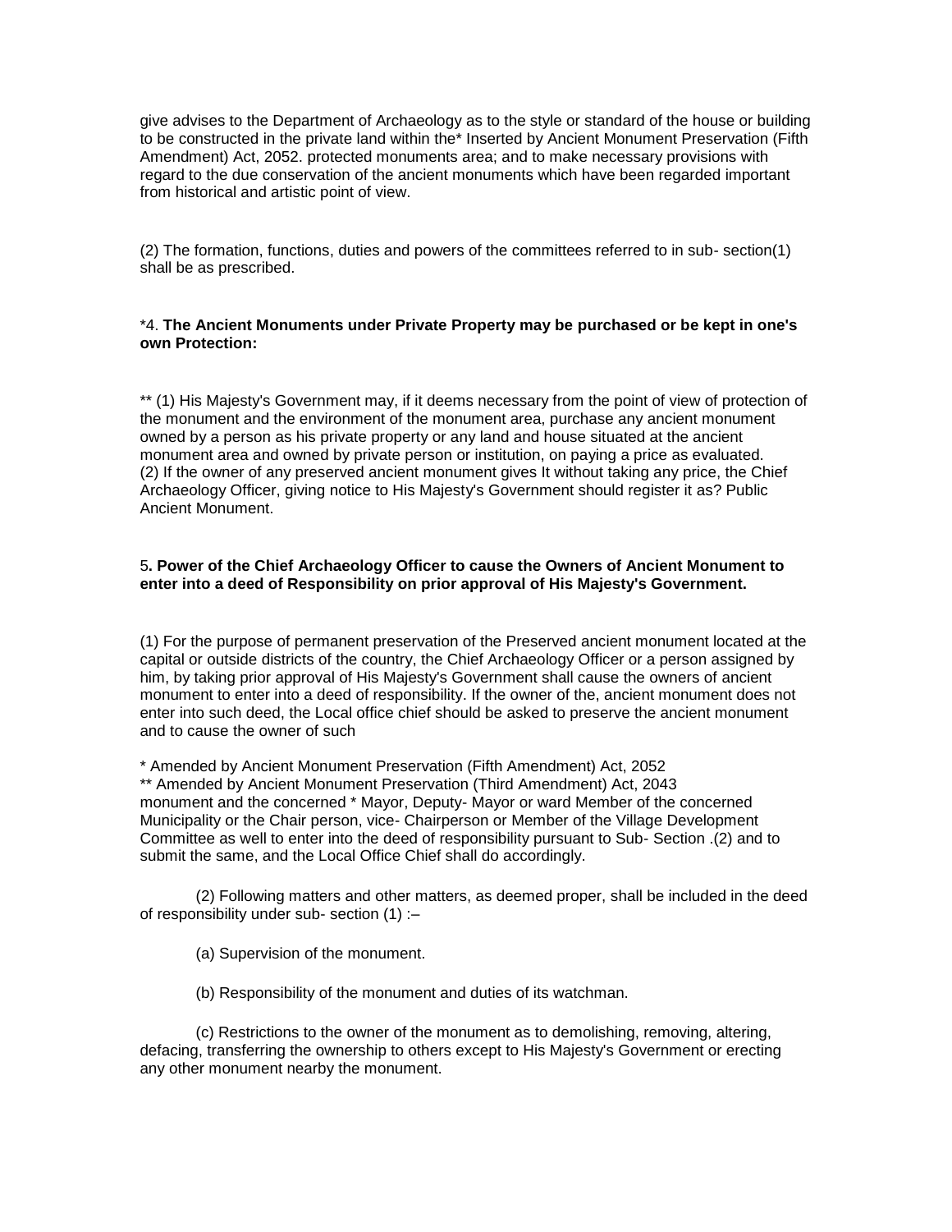give advises to the Department of Archaeology as to the style or standard of the house or building to be constructed in the private land within the* Inserted by Ancient Monument Preservation (Fifth Amendment) Act, 2052. protected monuments area; and to make necessary provisions with regard to the due conservation of the ancient monuments which have been regarded important from historical and artistic point of view.

(2) The formation, functions, duties and powers of the committees referred to in sub- section(1) shall be as prescribed.

*4. **The Ancient Monuments under Private Property may be purchased or be kept in one's own Protection:**

** (1) His Majesty's Government may, if it deems necessary from the point of view of protection of the monument and the environment of the monument area, purchase any ancient monument owned by a person as his private property or any land and house situated at the ancient monument area and owned by private person or institution, on paying a price as evaluated.
(2) If the owner of any preserved ancient monument gives It without taking any price, the Chief Archaeology Officer, giving notice to His Majesty's Government should register it as? Public Ancient Monument.

5**. Power of the Chief Archaeology Officer to cause the Owners of Ancient Monument to enter into a deed of Responsibility on prior approval of His Majesty's Government.**

(1) For the purpose of permanent preservation of the Preserved ancient monument located at the capital or outside districts of the country, the Chief Archaeology Officer or a person assigned by him, by taking prior approval of His Majesty's Government shall cause the owners of ancient monument to enter into a deed of responsibility. If the owner of the, ancient monument does not enter into such deed, the Local office chief should be asked to preserve the ancient monument and to cause the owner of such

* Amended by Ancient Monument Preservation (Fifth Amendment) Act, 2052
** Amended by Ancient Monument Preservation (Third Amendment) Act, 2043

monument and the concerned * Mayor, Deputy- Mayor or ward Member of the concerned Municipality or the Chair person, vice- Chairperson or Member of the Village Development Committee as well to enter into the deed of responsibility pursuant to Sub- Section .(2) and to submit the same, and the Local Office Chief shall do accordingly.

(2) Following matters and other matters, as deemed proper, shall be included in the deed of responsibility under sub- section (1) :–

(a) Supervision of the monument.

(b) Responsibility of the monument and duties of its watchman.

(c) Restrictions to the owner of the monument as to demolishing, removing, altering, defacing, transferring the ownership to others except to His Majesty's Government or erecting any other monument nearby the monument.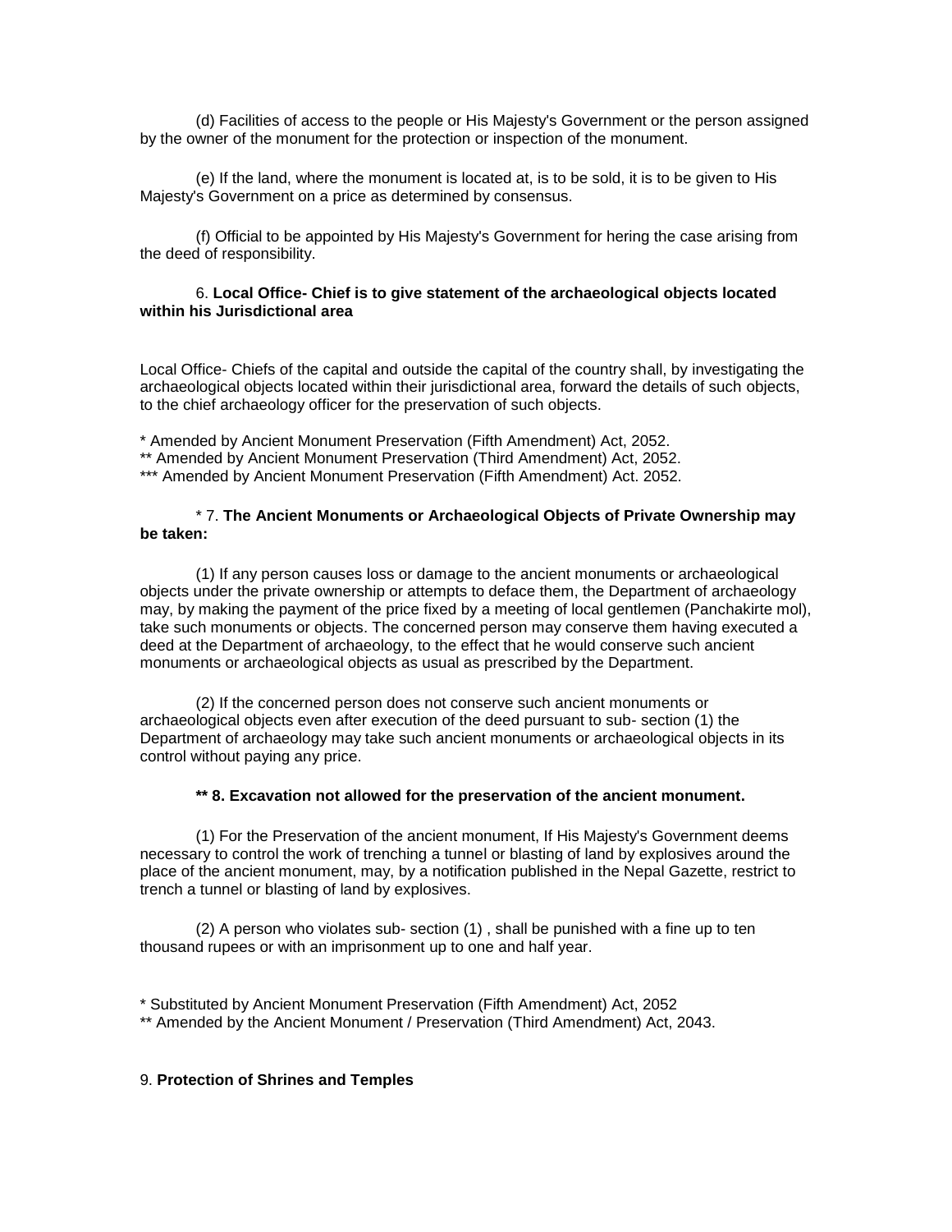(d) Facilities of access to the people or His Majesty's Government or the person assigned by the owner of the monument for the protection or inspection of the monument.

(e) If the land, where the monument is located at, is to be sold, it is to be given to His Majesty's Government on a price as determined by consensus.

(f) Official to be appointed by His Majesty's Government for hering the case arising from the deed of responsibility.

6. **Local Office- Chief is to give statement of the archaeological objects located within his Jurisdictional area**

Local Office- Chiefs of the capital and outside the capital of the country shall, by investigating the archaeological objects located within their jurisdictional area, forward the details of such objects, to the chief archaeology officer for the preservation of such objects.

\* Amended by Ancient Monument Preservation (Fifth Amendment) Act, 2052.
\** Amended by Ancient Monument Preservation (Third Amendment) Act, 2052.
\*** Amended by Ancient Monument Preservation (Fifth Amendment) Act. 2052.

\* 7. **The Ancient Monuments or Archaeological Objects of Private Ownership may be taken:**

(1) If any person causes loss or damage to the ancient monuments or archaeological objects under the private ownership or attempts to deface them, the Department of archaeology may, by making the payment of the price fixed by a meeting of local gentlemen (Panchakirte mol), take such monuments or objects. The concerned person may conserve them having executed a deed at the Department of archaeology, to the effect that he would conserve such ancient monuments or archaeological objects as usual as prescribed by the Department.

(2) If the concerned person does not conserve such ancient monuments or archaeological objects even after execution of the deed pursuant to sub- section (1) the Department of archaeology may take such ancient monuments or archaeological objects in its control without paying any price.

**\** 8. Excavation not allowed for the preservation of the ancient monument.**

(1) For the Preservation of the ancient monument, If His Majesty's Government deems necessary to control the work of trenching a tunnel or blasting of land by explosives around the place of the ancient monument, may, by a notification published in the Nepal Gazette, restrict to trench a tunnel or blasting of land by explosives.

(2) A person who violates sub- section (1) , shall be punished with a fine up to ten thousand rupees or with an imprisonment up to one and half year.

\* Substituted by Ancient Monument Preservation (Fifth Amendment) Act, 2052
\** Amended by the Ancient Monument / Preservation (Third Amendment) Act, 2043.

9. **Protection of Shrines and Temples**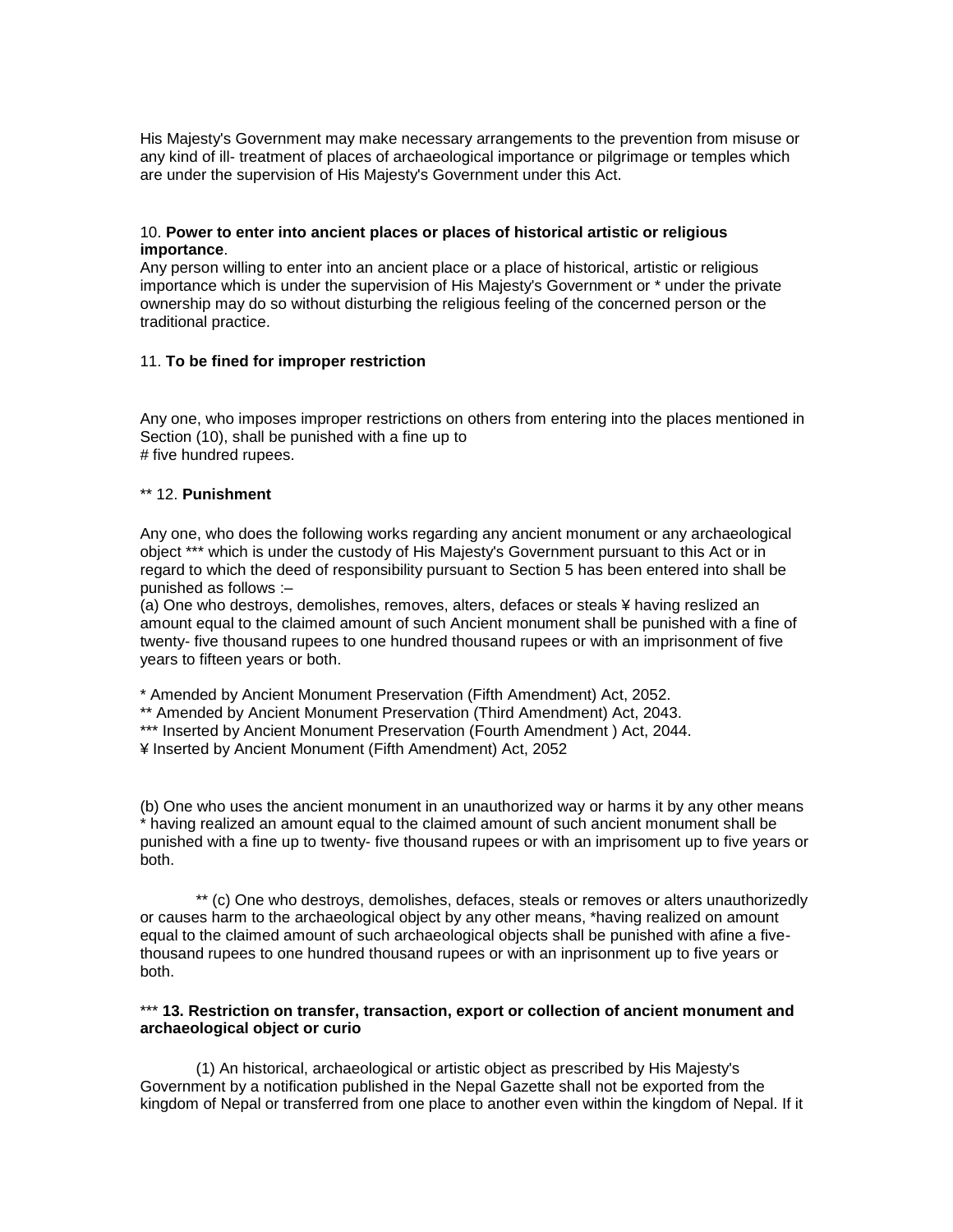His Majesty's Government may make necessary arrangements to the prevention from misuse or any kind of ill- treatment of places of archaeological importance or pilgrimage or temples which are under the supervision of His Majesty's Government under this Act.

10. **Power to enter into ancient places or places of historical artistic or religious importance**.

Any person willing to enter into an ancient place or a place of historical, artistic or religious importance which is under the supervision of His Majesty's Government or * under the private ownership may do so without disturbing the religious feeling of the concerned person or the traditional practice.

11. **To be fined for improper restriction**

Any one, who imposes improper restrictions on others from entering into the places mentioned in Section (10), shall be punished with a fine up to
# five hundred rupees.

** 12. **Punishment**

Any one, who does the following works regarding any ancient monument or any archaeological object *** which is under the custody of His Majesty's Government pursuant to this Act or in regard to which the deed of responsibility pursuant to Section 5 has been entered into shall be punished as follows :–

(a) One who destroys, demolishes, removes, alters, defaces or steals ¥ having reslized an amount equal to the claimed amount of such Ancient monument shall be punished with a fine of twenty- five thousand rupees to one hundred thousand rupees or with an imprisonment of five years to fifteen years or both.

* Amended by Ancient Monument Preservation (Fifth Amendment) Act, 2052.
** Amended by Ancient Monument Preservation (Third Amendment) Act, 2043.
*** Inserted by Ancient Monument Preservation (Fourth Amendment ) Act, 2044.
¥ Inserted by Ancient Monument (Fifth Amendment) Act, 2052

(b) One who uses the ancient monument in an unauthorized way or harms it by any other means * having realized an amount equal to the claimed amount of such ancient monument shall be punished with a fine up to twenty- five thousand rupees or with an imprisoment up to five years or both.

** (c) One who destroys, demolishes, defaces, steals or removes or alters unauthorizedly or causes harm to the archaeological object by any other means, *having realized on amount equal to the claimed amount of such archaeological objects shall be punished with afine a five-thousand rupees to one hundred thousand rupees or with an inprisonment up to five years or both.

*** **13. Restriction on transfer, transaction, export or collection of ancient monument and archaeological object or curio**

(1) An historical, archaeological or artistic object as prescribed by His Majesty's Government by a notification published in the Nepal Gazette shall not be exported from the kingdom of Nepal or transferred from one place to another even within the kingdom of Nepal. If it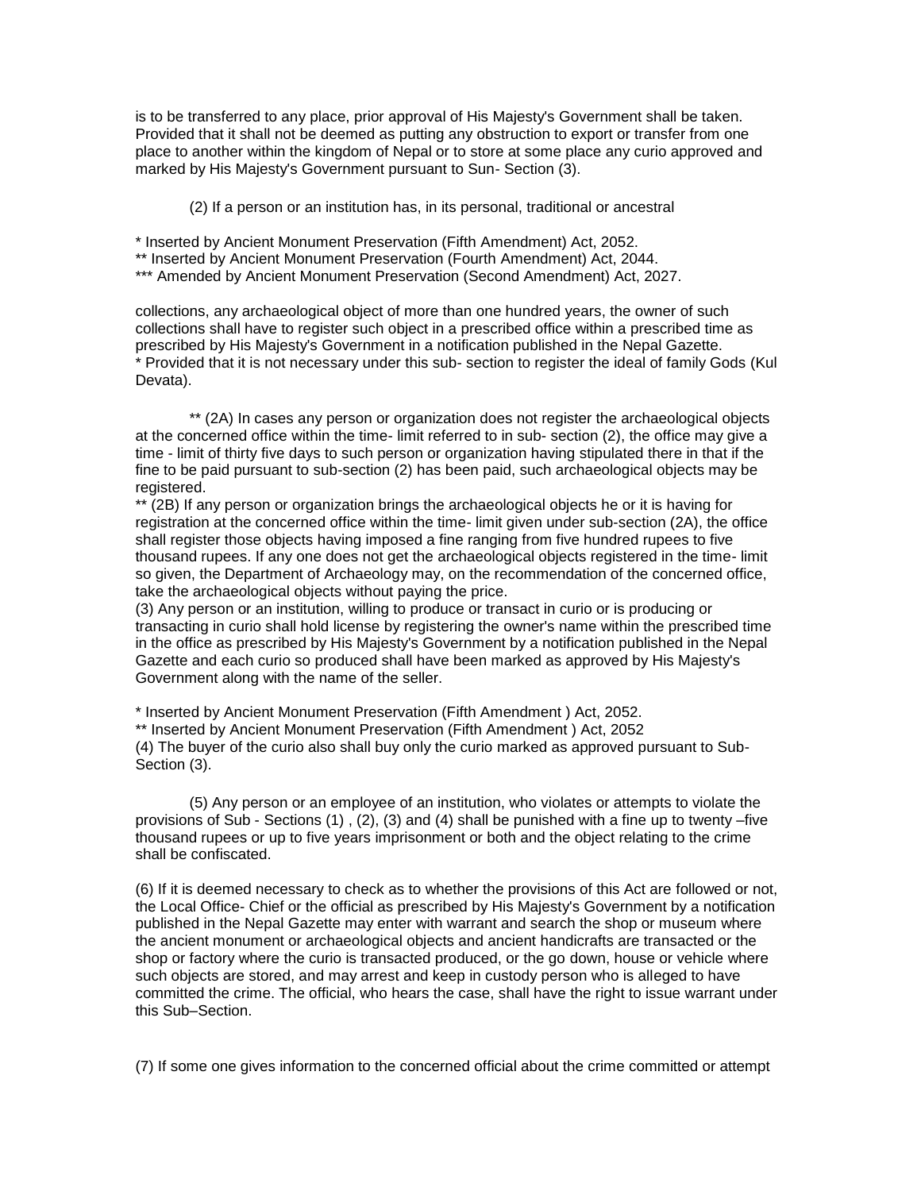is to be transferred to any place, prior approval of His Majesty's Government shall be taken. Provided that it shall not be deemed as putting any obstruction to export or transfer from one place to another within the kingdom of Nepal or to store at some place any curio approved and marked by His Majesty's Government pursuant to Sun- Section (3).

(2) If a person or an institution has, in its personal, traditional or ancestral

* Inserted by Ancient Monument Preservation (Fifth Amendment) Act, 2052.
** Inserted by Ancient Monument Preservation (Fourth Amendment) Act, 2044.
*** Amended by Ancient Monument Preservation (Second Amendment) Act, 2027.

collections, any archaeological object of more than one hundred years, the owner of such collections shall have to register such object in a prescribed office within a prescribed time as prescribed by His Majesty's Government in a notification published in the Nepal Gazette.
* Provided that it is not necessary under this sub- section to register the ideal of family Gods (Kul Devata).

** (2A) In cases any person or organization does not register the archaeological objects at the concerned office within the time- limit referred to in sub- section (2), the office may give a time - limit of thirty five days to such person or organization having stipulated there in that if the fine to be paid pursuant to sub-section (2) has been paid, such archaeological objects may be registered.
** (2B) If any person or organization brings the archaeological objects he or it is having for registration at the concerned office within the time- limit given under sub-section (2A), the office shall register those objects having imposed a fine ranging from five hundred rupees to five thousand rupees. If any one does not get the archaeological objects registered in the time- limit so given, the Department of Archaeology may, on the recommendation of the concerned office, take the archaeological objects without paying the price.
(3) Any person or an institution, willing to produce or transact in curio or is producing or transacting in curio shall hold license by registering the owner's name within the prescribed time in the office as prescribed by His Majesty's Government by a notification published in the Nepal Gazette and each curio so produced shall have been marked as approved by His Majesty's Government along with the name of the seller.

* Inserted by Ancient Monument Preservation (Fifth Amendment ) Act, 2052.
** Inserted by Ancient Monument Preservation (Fifth Amendment ) Act, 2052
(4) The buyer of the curio also shall buy only the curio marked as approved pursuant to Sub-Section (3).

(5) Any person or an employee of an institution, who violates or attempts to violate the provisions of Sub - Sections (1) , (2), (3) and (4) shall be punished with a fine up to twenty –five thousand rupees or up to five years imprisonment or both and the object relating to the crime shall be confiscated.

(6) If it is deemed necessary to check as to whether the provisions of this Act are followed or not, the Local Office- Chief or the official as prescribed by His Majesty's Government by a notification published in the Nepal Gazette may enter with warrant and search the shop or museum where the ancient monument or archaeological objects and ancient handicrafts are transacted or the shop or factory where the curio is transacted produced, or the go down, house or vehicle where such objects are stored, and may arrest and keep in custody person who is alleged to have committed the crime. The official, who hears the case, shall have the right to issue warrant under this Sub–Section.

(7) If some one gives information to the concerned official about the crime committed or attempt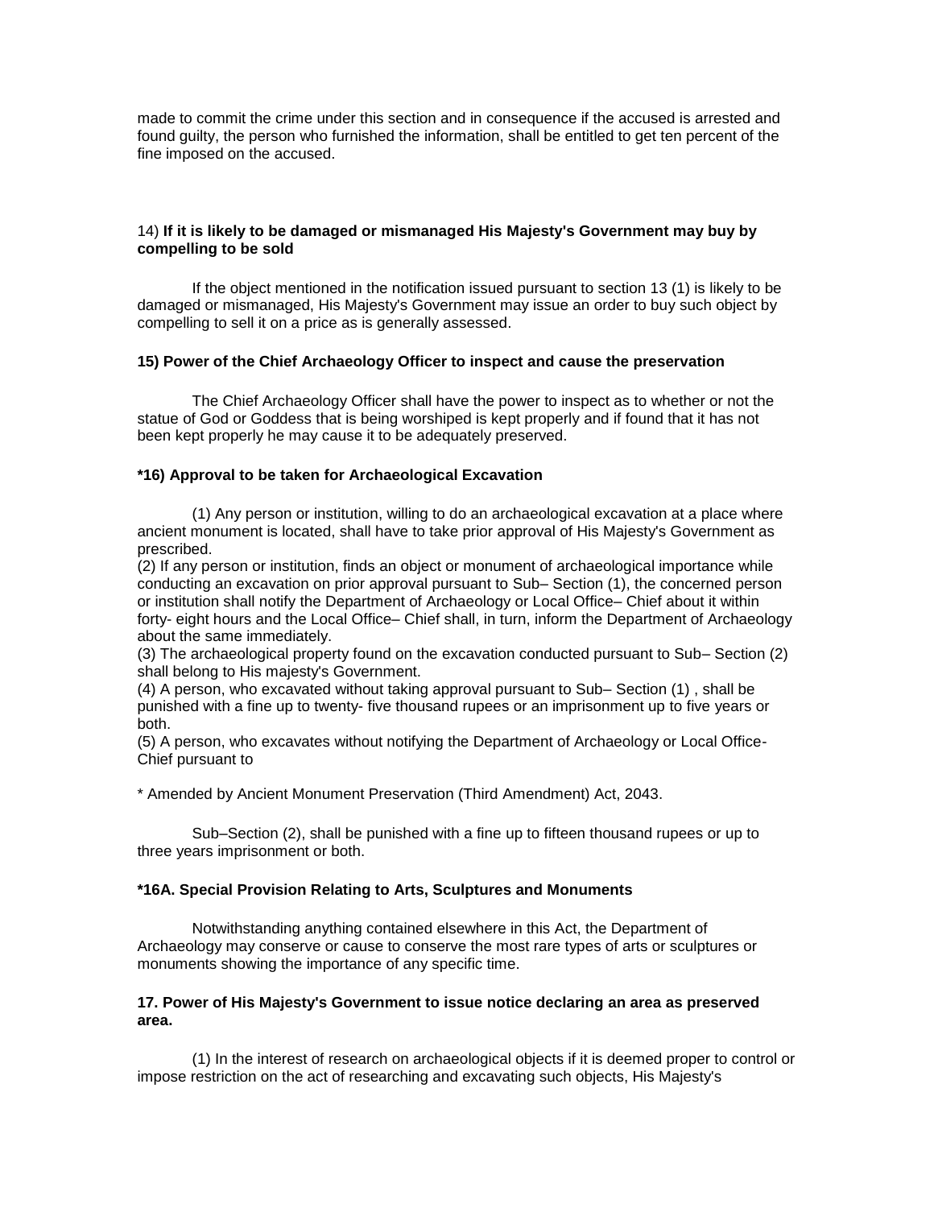made to commit the crime under this section and in consequence if the accused is arrested and found guilty, the person who furnished the information, shall be entitled to get ten percent of the fine imposed on the accused.

14) **If it is likely to be damaged or mismanaged His Majesty's Government may buy by compelling to be sold**

If the object mentioned in the notification issued pursuant to section 13 (1) is likely to be damaged or mismanaged, His Majesty's Government may issue an order to buy such object by compelling to sell it on a price as is generally assessed.

**15) Power of the Chief Archaeology Officer to inspect and cause the preservation**

The Chief Archaeology Officer shall have the power to inspect as to whether or not the statue of God or Goddess that is being worshiped is kept properly and if found that it has not been kept properly he may cause it to be adequately preserved.

**\*16) Approval to be taken for Archaeological Excavation**

(1) Any person or institution, willing to do an archaeological excavation at a place where ancient monument is located, shall have to take prior approval of His Majesty's Government as prescribed.
(2) If any person or institution, finds an object or monument of archaeological importance while conducting an excavation on prior approval pursuant to Sub– Section (1), the concerned person or institution shall notify the Department of Archaeology or Local Office– Chief about it within forty- eight hours and the Local Office– Chief shall, in turn, inform the Department of Archaeology about the same immediately.
(3) The archaeological property found on the excavation conducted pursuant to Sub– Section (2) shall belong to His majesty's Government.
(4) A person, who excavated without taking approval pursuant to Sub– Section (1) , shall be punished with a fine up to twenty- five thousand rupees or an imprisonment up to five years or both.
(5) A person, who excavates without notifying the Department of Archaeology or Local Office- Chief pursuant to

\* Amended by Ancient Monument Preservation (Third Amendment) Act, 2043.

Sub–Section (2), shall be punished with a fine up to fifteen thousand rupees or up to three years imprisonment or both.

**\*16A. Special Provision Relating to Arts, Sculptures and Monuments**

Notwithstanding anything contained elsewhere in this Act, the Department of Archaeology may conserve or cause to conserve the most rare types of arts or sculptures or monuments showing the importance of any specific time.

**17. Power of His Majesty's Government to issue notice declaring an area as preserved area.**

(1) In the interest of research on archaeological objects if it is deemed proper to control or impose restriction on the act of researching and excavating such objects, His Majesty's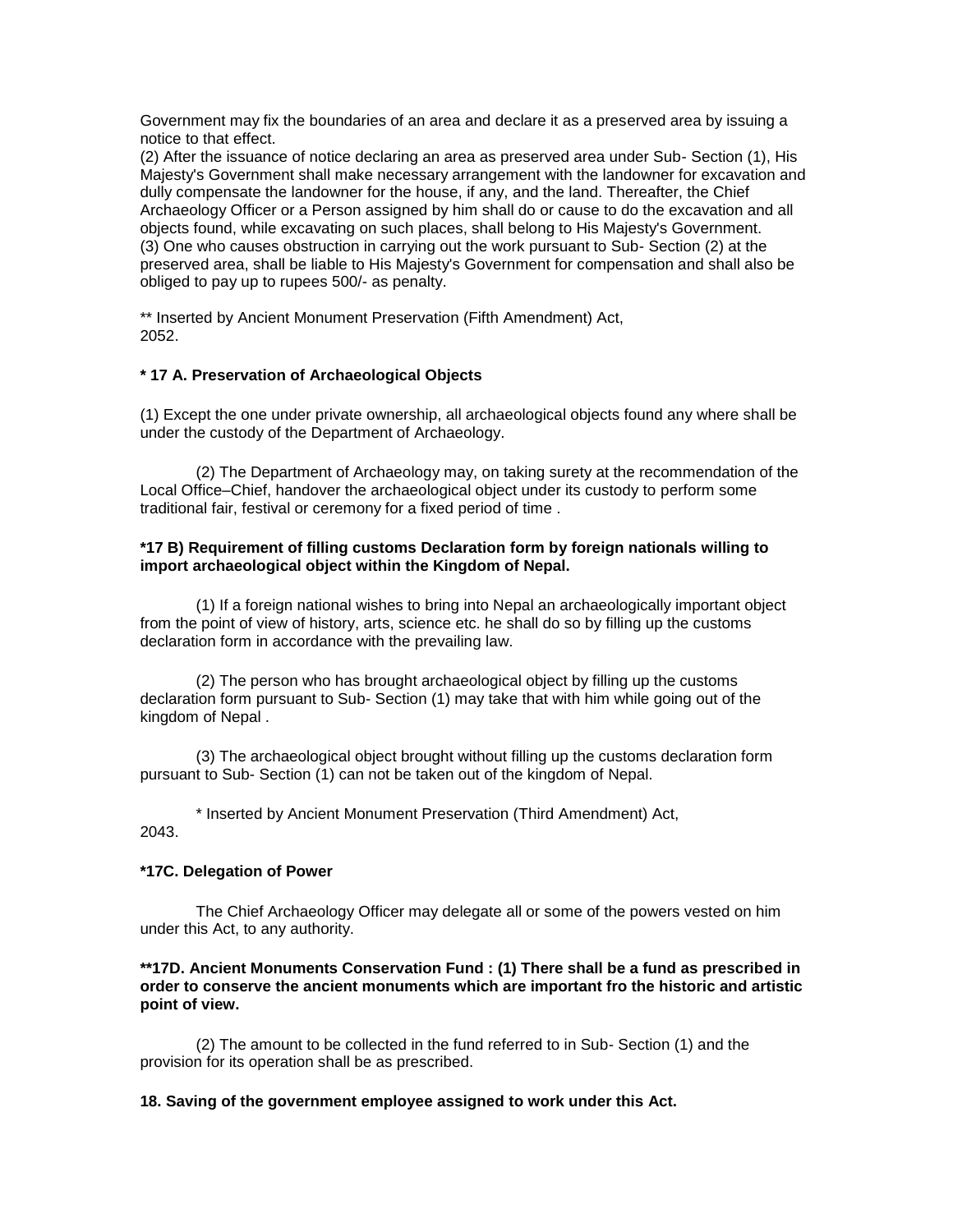Government may fix the boundaries of an area and declare it as a preserved area by issuing a notice to that effect.
(2) After the issuance of notice declaring an area as preserved area under Sub- Section (1), His Majesty's Government shall make necessary arrangement with the landowner for excavation and dully compensate the landowner for the house, if any, and the land. Thereafter, the Chief Archaeology Officer or a Person assigned by him shall do or cause to do the excavation and all objects found, while excavating on such places, shall belong to His Majesty's Government.
(3) One who causes obstruction in carrying out the work pursuant to Sub- Section (2) at the preserved area, shall be liable to His Majesty's Government for compensation and shall also be obliged to pay up to rupees 500/- as penalty.

** Inserted by Ancient Monument Preservation (Fifth Amendment) Act, 2052.

**\* 17 A. Preservation of Archaeological Objects**

(1) Except the one under private ownership, all archaeological objects found any where shall be under the custody of the Department of Archaeology.

(2) The Department of Archaeology may, on taking surety at the recommendation of the Local Office–Chief, handover the archaeological object under its custody to perform some traditional fair, festival or ceremony for a fixed period of time .

**\*17 B) Requirement of filling customs Declaration form by foreign nationals willing to import archaeological object within the Kingdom of Nepal.**

(1) If a foreign national wishes to bring into Nepal an archaeologically important object from the point of view of history, arts, science etc. he shall do so by filling up the customs declaration form in accordance with the prevailing law.

(2) The person who has brought archaeological object by filling up the customs declaration form pursuant to Sub- Section (1) may take that with him while going out of the kingdom of Nepal .

(3) The archaeological object brought without filling up the customs declaration form pursuant to Sub- Section (1) can not be taken out of the kingdom of Nepal.

\* Inserted by Ancient Monument Preservation (Third Amendment) Act, 2043.

**\*17C. Delegation of Power**

The Chief Archaeology Officer may delegate all or some of the powers vested on him under this Act, to any authority.

**\*\*17D. Ancient Monuments Conservation Fund : (1) There shall be a fund as prescribed in order to conserve the ancient monuments which are important fro the historic and artistic point of view.**

(2) The amount to be collected in the fund referred to in Sub- Section (1) and the provision for its operation shall be as prescribed.

**18. Saving of the government employee assigned to work under this Act.**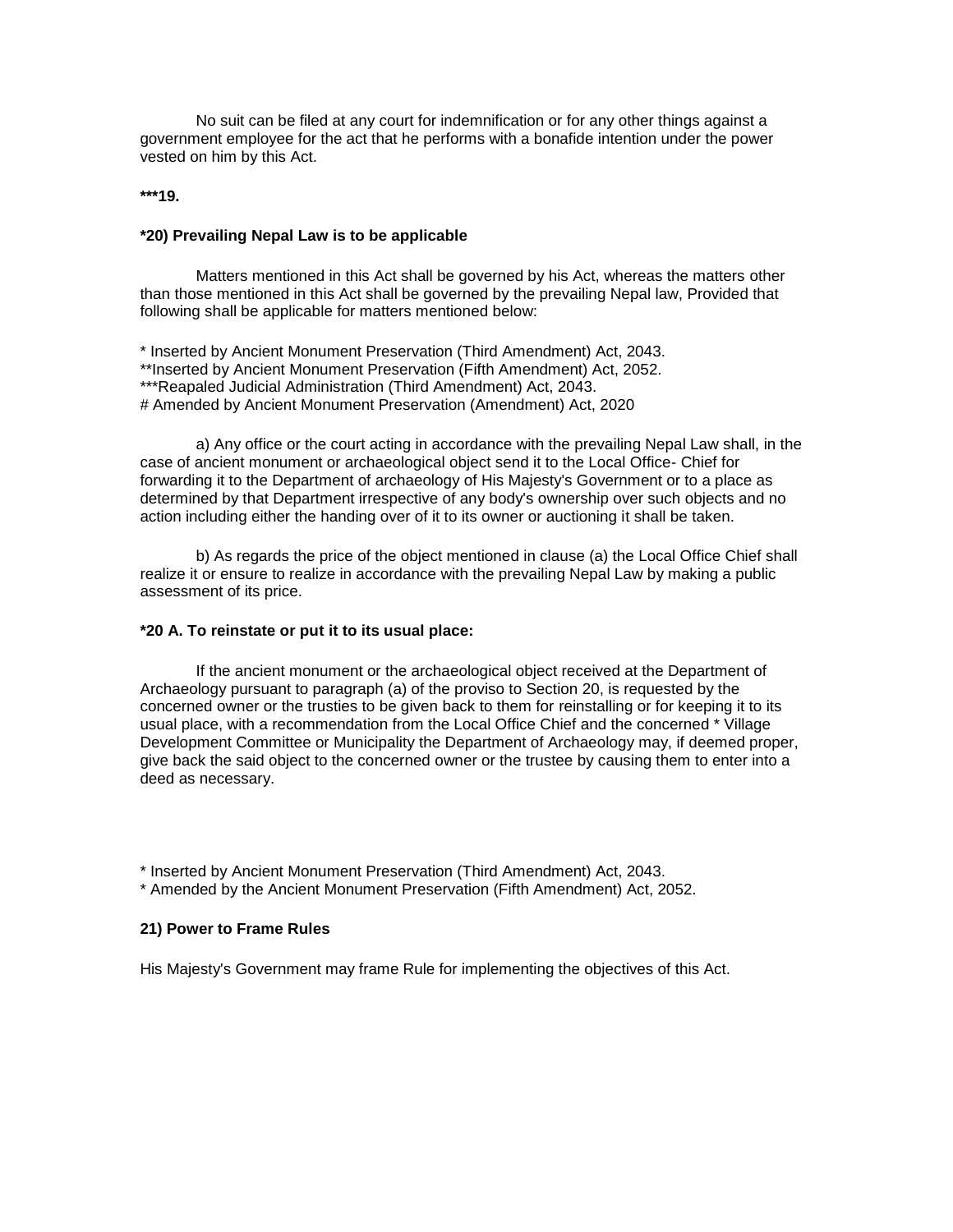No suit can be filed at any court for indemnification or for any other things against a government employee for the act that he performs with a bonafide intention under the power vested on him by this Act.

**\*\*\*19.**

**\*20) Prevailing Nepal Law is to be applicable**

Matters mentioned in this Act shall be governed by his Act, whereas the matters other than those mentioned in this Act shall be governed by the prevailing Nepal law, Provided that following shall be applicable for matters mentioned below:

\* Inserted by Ancient Monument Preservation (Third Amendment) Act, 2043.
\*\*Inserted by Ancient Monument Preservation (Fifth Amendment) Act, 2052.
\*\*\*Reapaled Judicial Administration (Third Amendment) Act, 2043.
\# Amended by Ancient Monument Preservation (Amendment) Act, 2020

a) Any office or the court acting in accordance with the prevailing Nepal Law shall, in the case of ancient monument or archaeological object send it to the Local Office- Chief for forwarding it to the Department of archaeology of His Majesty's Government or to a place as determined by that Department irrespective of any body's ownership over such objects and no action including either the handing over of it to its owner or auctioning it shall be taken.

b) As regards the price of the object mentioned in clause (a) the Local Office Chief shall realize it or ensure to realize in accordance with the prevailing Nepal Law by making a public assessment of its price.

**\*20 A. To reinstate or put it to its usual place:**

If the ancient monument or the archaeological object received at the Department of Archaeology pursuant to paragraph (a) of the proviso to Section 20, is requested by the concerned owner or the trusties to be given back to them for reinstalling or for keeping it to its usual place, with a recommendation from the Local Office Chief and the concerned \* Village Development Committee or Municipality the Department of Archaeology may, if deemed proper, give back the said object to the concerned owner or the trustee by causing them to enter into a deed as necessary.

\* Inserted by Ancient Monument Preservation (Third Amendment) Act, 2043.
\* Amended by the Ancient Monument Preservation (Fifth Amendment) Act, 2052.

**21) Power to Frame Rules**

His Majesty's Government may frame Rule for implementing the objectives of this Act.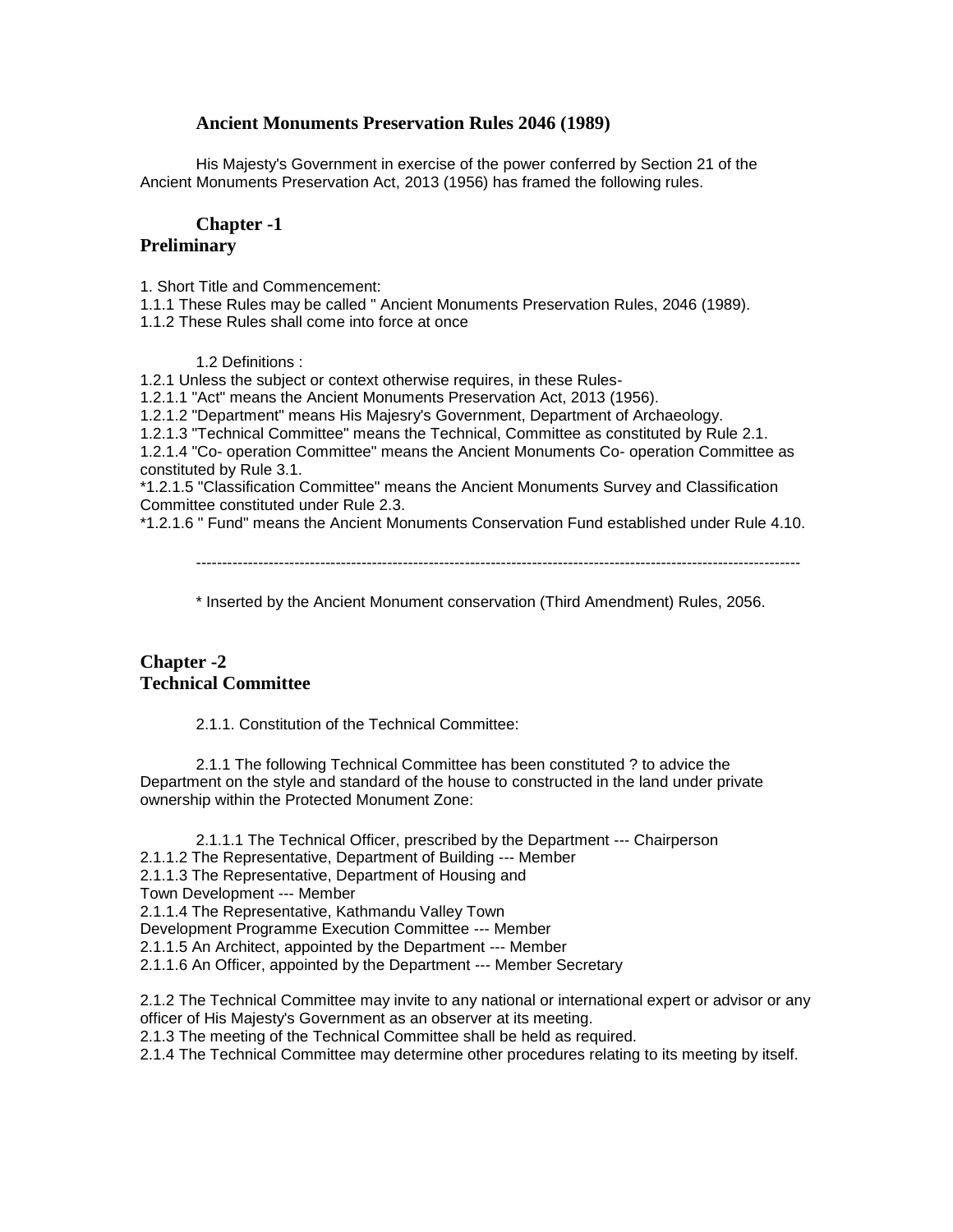## Ancient Monuments Preservation Rules 2046 (1989)

His Majesty's Government in exercise of the power conferred by Section 21 of the Ancient Monuments Preservation Act, 2013 (1956) has framed the following rules.

## Chapter -1
## Preliminary

1. Short Title and Commencement:
1.1.1 These Rules may be called " Ancient Monuments Preservation Rules, 2046 (1989).
1.1.2 These Rules shall come into force at once

1.2 Definitions :
1.2.1 Unless the subject or context otherwise requires, in these Rules-
1.2.1.1 "Act" means the Ancient Monuments Preservation Act, 2013 (1956).
1.2.1.2 "Department" means His Majesry's Government, Department of Archaeology.
1.2.1.3 "Technical Committee" means the Technical, Committee as constituted by Rule 2.1.
1.2.1.4 "Co- operation Committee" means the Ancient Monuments Co- operation Committee as constituted by Rule 3.1.
*1.2.1.5 "Classification Committee" means the Ancient Monuments Survey and Classification Committee constituted under Rule 2.3.
*1.2.1.6 " Fund" means the Ancient Monuments Conservation Fund established under Rule 4.10.

---

\* Inserted by the Ancient Monument conservation (Third Amendment) Rules, 2056.

## Chapter -2
## Technical Committee

2.1.1. Constitution of the Technical Committee:

2.1.1 The following Technical Committee has been constituted ? to advice the Department on the style and standard of the house to constructed in the land under private ownership within the Protected Monument Zone:

2.1.1.1 The Technical Officer, prescribed by the Department --- Chairperson
2.1.1.2 The Representative, Department of Building --- Member
2.1.1.3 The Representative, Department of Housing and Town Development --- Member
2.1.1.4 The Representative, Kathmandu Valley Town Development Programme Execution Committee --- Member
2.1.1.5 An Architect, appointed by the Department --- Member
2.1.1.6 An Officer, appointed by the Department --- Member Secretary

2.1.2 The Technical Committee may invite to any national or international expert or advisor or any officer of His Majesty's Government as an observer at its meeting.
2.1.3 The meeting of the Technical Committee shall be held as required.
2.1.4 The Technical Committee may determine other procedures relating to its meeting by itself.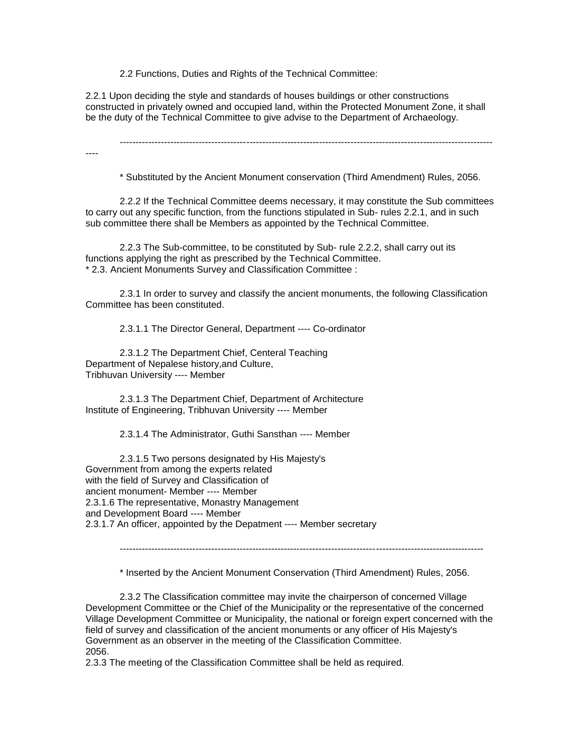2.2 Functions, Duties and Rights of the Technical Committee:

2.2.1 Upon deciding the style and standards of houses buildings or other constructions constructed in privately owned and occupied land, within the Protected Monument Zone, it shall be the duty of the Technical Committee to give advise to the Department of Archaeology.

---

* Substituted by the Ancient Monument conservation (Third Amendment) Rules, 2056.

2.2.2 If the Technical Committee deems necessary, it may constitute the Sub committees to carry out any specific function, from the functions stipulated in Sub- rules 2.2.1, and in such sub committee there shall be Members as appointed by the Technical Committee.

2.2.3 The Sub-committee, to be constituted by Sub- rule 2.2.2, shall carry out its functions applying the right as prescribed by the Technical Committee.

* 2.3. Ancient Monuments Survey and Classification Committee :

2.3.1 In order to survey and classify the ancient monuments, the following Classification Committee has been constituted.

2.3.1.1 The Director General, Department ---- Co-ordinator

2.3.1.2 The Department Chief, Centeral Teaching Department of Nepalese history,and Culture, Tribhuvan University ---- Member

2.3.1.3 The Department Chief, Department of Architecture Institute of Engineering, Tribhuvan University ---- Member

2.3.1.4 The Administrator, Guthi Sansthan ---- Member

2.3.1.5 Two persons designated by His Majesty's Government from among the experts related with the field of Survey and Classification of ancient monument- Member ---- Member

2.3.1.6 The representative, Monastry Management and Development Board ---- Member

2.3.1.7 An officer, appointed by the Depatment ---- Member secretary

---

* Inserted by the Ancient Monument Conservation (Third Amendment) Rules, 2056.

2.3.2 The Classification committee may invite the chairperson of concerned Village Development Committee or the Chief of the Municipality or the representative of the concerned Village Development Committee or Municipality, the national or foreign expert concerned with the field of survey and classification of the ancient monuments or any officer of His Majesty's Government as an observer in the meeting of the Classification Committee.
2056.

2.3.3 The meeting of the Classification Committee shall be held as required.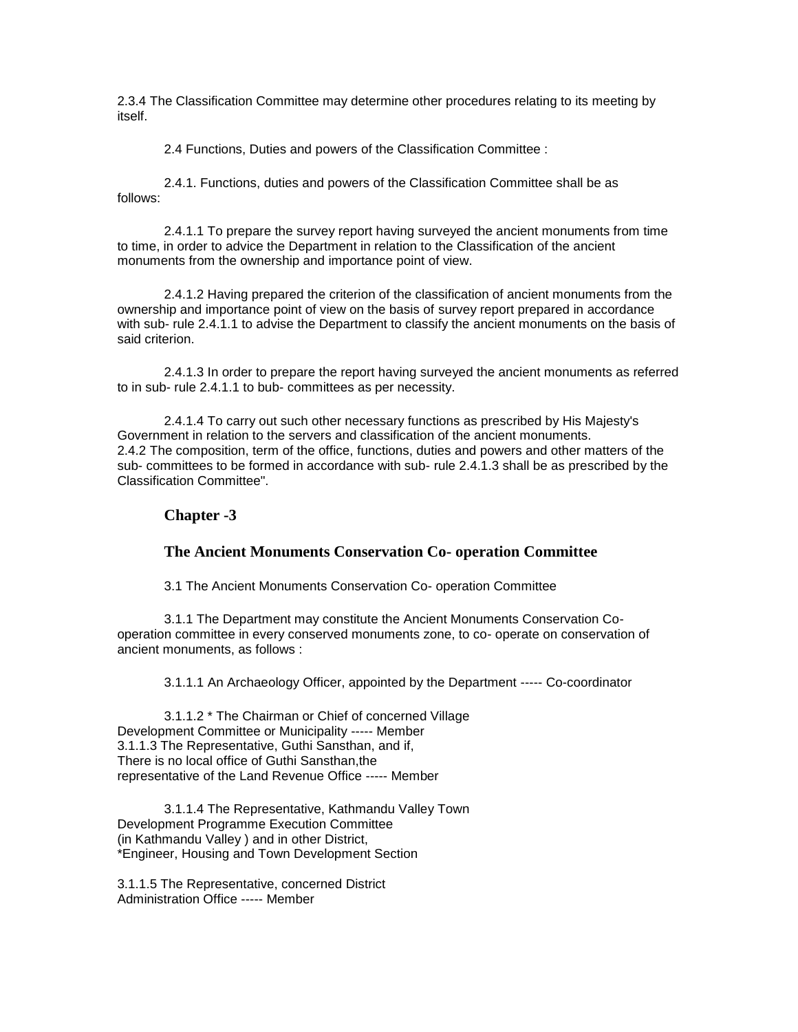2.3.4 The Classification Committee may determine other procedures relating to its meeting by itself.

2.4 Functions, Duties and powers of the Classification Committee :

2.4.1. Functions, duties and powers of the Classification Committee shall be as follows:

2.4.1.1 To prepare the survey report having surveyed the ancient monuments from time to time, in order to advice the Department in relation to the Classification of the ancient monuments from the ownership and importance point of view.

2.4.1.2 Having prepared the criterion of the classification of ancient monuments from the ownership and importance point of view on the basis of survey report prepared in accordance with sub- rule 2.4.1.1 to advise the Department to classify the ancient monuments on the basis of said criterion.

2.4.1.3 In order to prepare the report having surveyed the ancient monuments as referred to in sub- rule 2.4.1.1 to bub- committees as per necessity.

2.4.1.4 To carry out such other necessary functions as prescribed by His Majesty's Government in relation to the servers and classification of the ancient monuments.
2.4.2 The composition, term of the office, functions, duties and powers and other matters of the sub- committees to be formed in accordance with sub- rule 2.4.1.3 shall be as prescribed by the Classification Committee".

## Chapter -3

## The Ancient Monuments Conservation Co- operation Committee

3.1 The Ancient Monuments Conservation Co- operation Committee

3.1.1 The Department may constitute the Ancient Monuments Conservation Co-operation committee in every conserved monuments zone, to co- operate on conservation of ancient monuments, as follows :

3.1.1.1 An Archaeology Officer, appointed by the Department ----- Co-coordinator

3.1.1.2 * The Chairman or Chief of concerned Village Development Committee or Municipality ----- Member
3.1.1.3 The Representative, Guthi Sansthan, and if, There is no local office of Guthi Sansthan,the representative of the Land Revenue Office ----- Member

3.1.1.4 The Representative, Kathmandu Valley Town Development Programme Execution Committee (in Kathmandu Valley ) and in other District, *Engineer, Housing and Town Development Section

3.1.1.5 The Representative, concerned District Administration Office ----- Member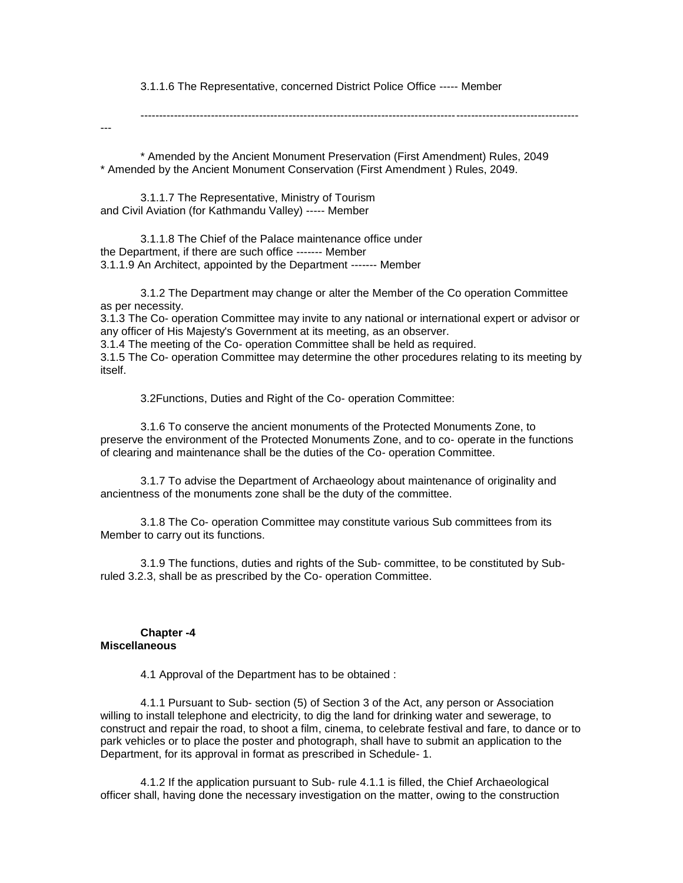3.1.1.6 The Representative, concerned District Police Office ----- Member

-----------------------------------------------------------------------------------------------------------------------

\* Amended by the Ancient Monument Preservation (First Amendment) Rules, 2049
\* Amended by the Ancient Monument Conservation (First Amendment ) Rules, 2049.

3.1.1.7 The Representative, Ministry of Tourism and Civil Aviation (for Kathmandu Valley) ----- Member

3.1.1.8 The Chief of the Palace maintenance office under the Department, if there are such office ------- Member
3.1.1.9 An Architect, appointed by the Department ------- Member

3.1.2 The Department may change or alter the Member of the Co operation Committee as per necessity.
3.1.3 The Co- operation Committee may invite to any national or international expert or advisor or any officer of His Majesty's Government at its meeting, as an observer.
3.1.4 The meeting of the Co- operation Committee shall be held as required.
3.1.5 The Co- operation Committee may determine the other procedures relating to its meeting by itself.

3.2Functions, Duties and Right of the Co- operation Committee:

3.1.6 To conserve the ancient monuments of the Protected Monuments Zone, to preserve the environment of the Protected Monuments Zone, and to co- operate in the functions of clearing and maintenance shall be the duties of the Co- operation Committee.

3.1.7 To advise the Department of Archaeology about maintenance of originality and ancientness of the monuments zone shall be the duty of the committee.

3.1.8 The Co- operation Committee may constitute various Sub committees from its Member to carry out its functions.

3.1.9 The functions, duties and rights of the Sub- committee, to be constituted by Sub-ruled 3.2.3, shall be as prescribed by the Co- operation Committee.

## Chapter -4
## Miscellaneous

4.1 Approval of the Department has to be obtained :

4.1.1 Pursuant to Sub- section (5) of Section 3 of the Act, any person or Association willing to install telephone and electricity, to dig the land for drinking water and sewerage, to construct and repair the road, to shoot a film, cinema, to celebrate festival and fare, to dance or to park vehicles or to place the poster and photograph, shall have to submit an application to the Department, for its approval in format as prescribed in Schedule- 1.

4.1.2 If the application pursuant to Sub- rule 4.1.1 is filled, the Chief Archaeological officer shall, having done the necessary investigation on the matter, owing to the construction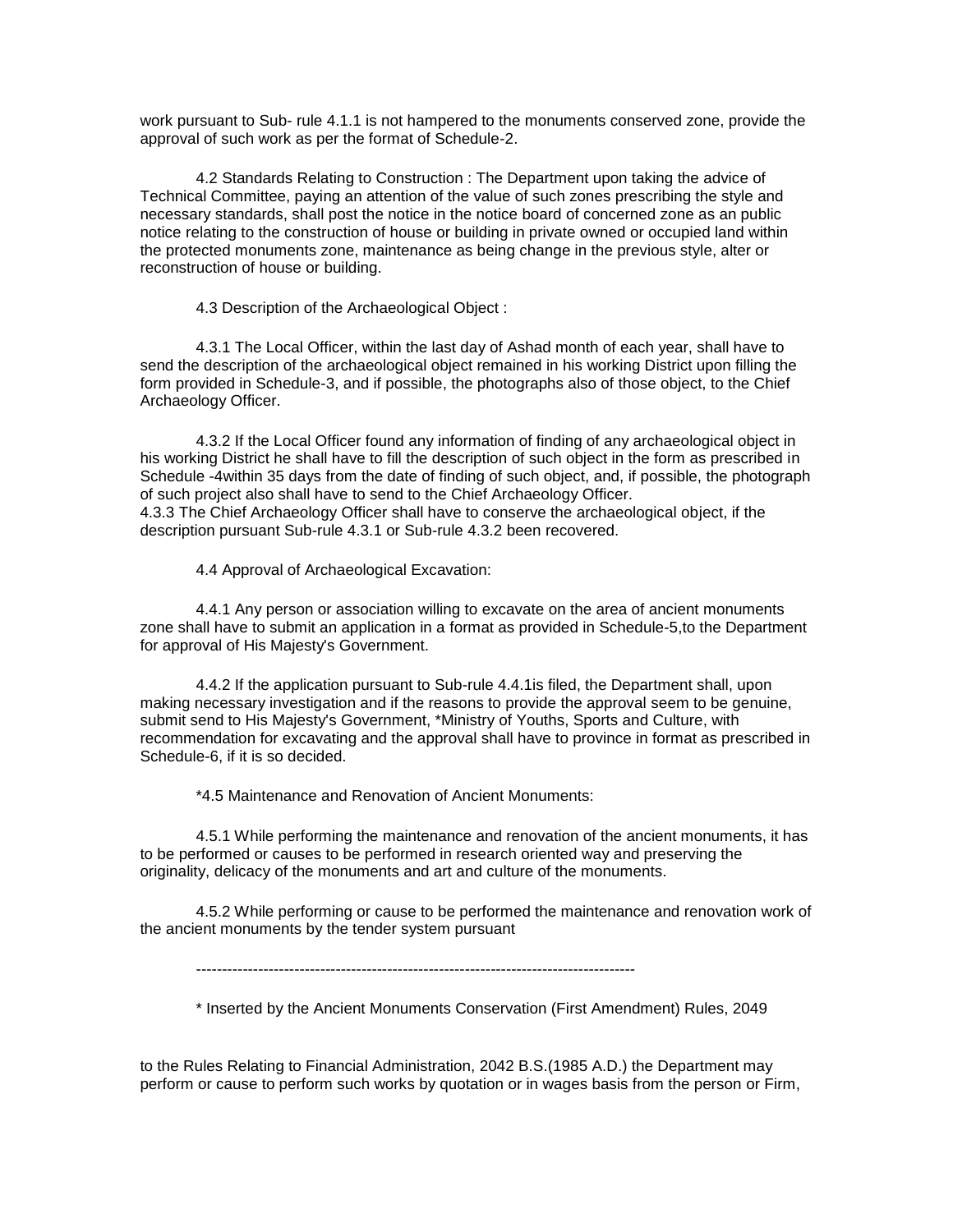work pursuant to Sub- rule 4.1.1 is not hampered to the monuments conserved zone, provide the approval of such work as per the format of Schedule-2.

4.2 Standards Relating to Construction : The Department upon taking the advice of Technical Committee, paying an attention of the value of such zones prescribing the style and necessary standards, shall post the notice in the notice board of concerned zone as an public notice relating to the construction of house or building in private owned or occupied land within the protected monuments zone, maintenance as being change in the previous style, alter or reconstruction of house or building.

4.3 Description of the Archaeological Object :

4.3.1 The Local Officer, within the last day of Ashad month of each year, shall have to send the description of the archaeological object remained in his working District upon filling the form provided in Schedule-3, and if possible, the photographs also of those object, to the Chief Archaeology Officer.

4.3.2 If the Local Officer found any information of finding of any archaeological object in his working District he shall have to fill the description of such object in the form as prescribed in Schedule -4within 35 days from the date of finding of such object, and, if possible, the photograph of such project also shall have to send to the Chief Archaeology Officer.
4.3.3 The Chief Archaeology Officer shall have to conserve the archaeological object, if the description pursuant Sub-rule 4.3.1 or Sub-rule 4.3.2 been recovered.

4.4 Approval of Archaeological Excavation:

4.4.1 Any person or association willing to excavate on the area of ancient monuments zone shall have to submit an application in a format as provided in Schedule-5,to the Department for approval of His Majesty's Government.

4.4.2 If the application pursuant to Sub-rule 4.4.1is filed, the Department shall, upon making necessary investigation and if the reasons to provide the approval seem to be genuine, submit send to His Majesty's Government, *Ministry of Youths, Sports and Culture, with recommendation for excavating and the approval shall have to province in format as prescribed in Schedule-6, if it is so decided.

*4.5 Maintenance and Renovation of Ancient Monuments:

4.5.1 While performing the maintenance and renovation of the ancient monuments, it has to be performed or causes to be performed in research oriented way and preserving the originality, delicacy of the monuments and art and culture of the monuments.

4.5.2 While performing or cause to be performed the maintenance and renovation work of the ancient monuments by the tender system pursuant

-----------------------------------------------------------------------------------

\* Inserted by the Ancient Monuments Conservation (First Amendment) Rules, 2049

to the Rules Relating to Financial Administration, 2042 B.S.(1985 A.D.) the Department may perform or cause to perform such works by quotation or in wages basis from the person or Firm,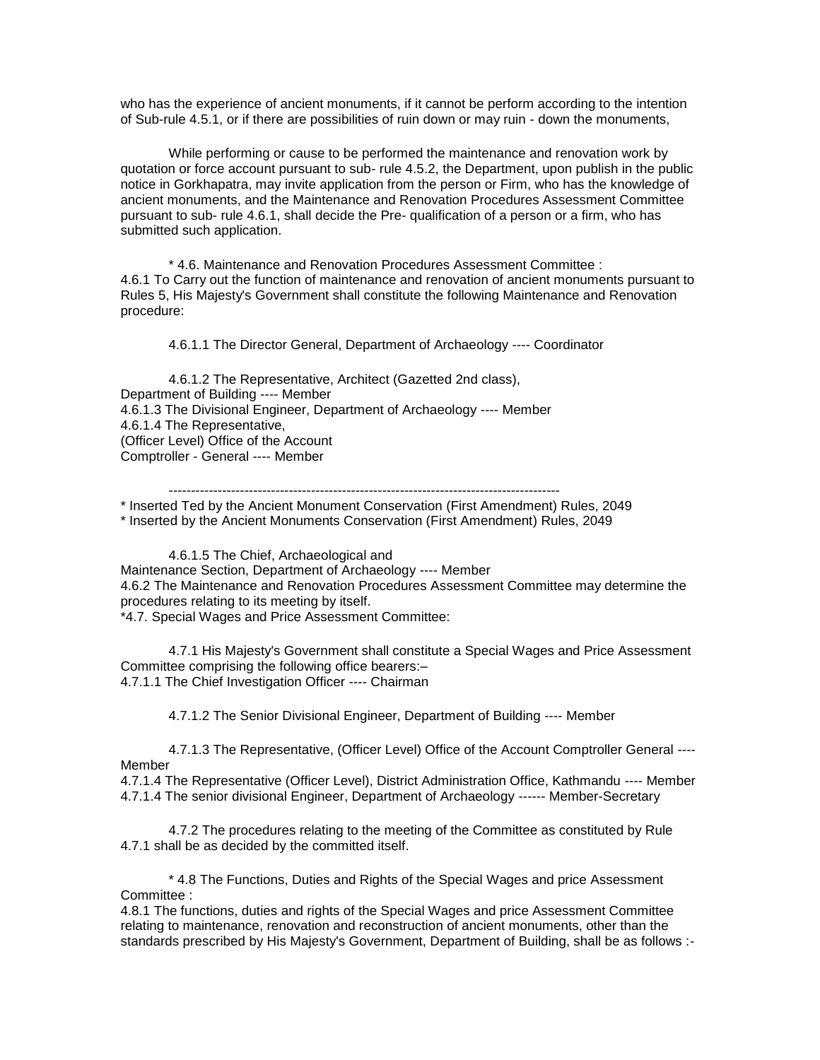who has the experience of ancient monuments, if it cannot be perform according to the intention of Sub-rule 4.5.1, or if there are possibilities of ruin down or may ruin - down the monuments,

While performing or cause to be performed the maintenance and renovation work by quotation or force account pursuant to sub- rule 4.5.2, the Department, upon publish in the public notice in Gorkhapatra, may invite application from the person or Firm, who has the knowledge of ancient monuments, and the Maintenance and Renovation Procedures Assessment Committee pursuant to sub- rule 4.6.1, shall decide the Pre- qualification of a person or a firm, who has submitted such application.

\* 4.6. Maintenance and Renovation Procedures Assessment Committee :
4.6.1 To Carry out the function of maintenance and renovation of ancient monuments pursuant to Rules 5, His Majesty's Government shall constitute the following Maintenance and Renovation procedure:

4.6.1.1 The Director General, Department of Archaeology ---- Coordinator

4.6.1.2 The Representative, Architect (Gazetted 2nd class), Department of Building ---- Member
4.6.1.3 The Divisional Engineer, Department of Archaeology ---- Member
4.6.1.4 The Representative, (Officer Level) Office of the Account Comptroller - General ---- Member

---

\* Inserted Ted by the Ancient Monument Conservation (First Amendment) Rules, 2049
\* Inserted by the Ancient Monuments Conservation (First Amendment) Rules, 2049

4.6.1.5 The Chief, Archaeological and Maintenance Section, Department of Archaeology ---- Member
4.6.2 The Maintenance and Renovation Procedures Assessment Committee may determine the procedures relating to its meeting by itself.
\*4.7. Special Wages and Price Assessment Committee:

4.7.1 His Majesty's Government shall constitute a Special Wages and Price Assessment Committee comprising the following office bearers:–
4.7.1.1 The Chief Investigation Officer ---- Chairman

4.7.1.2 The Senior Divisional Engineer, Department of Building ---- Member

4.7.1.3 The Representative, (Officer Level) Office of the Account Comptroller General ---- Member
4.7.1.4 The Representative (Officer Level), District Administration Office, Kathmandu ---- Member
4.7.1.4 The senior divisional Engineer, Department of Archaeology ------ Member-Secretary

4.7.2 The procedures relating to the meeting of the Committee as constituted by Rule 4.7.1 shall be as decided by the committed itself.

\* 4.8 The Functions, Duties and Rights of the Special Wages and price Assessment Committee :
4.8.1 The functions, duties and rights of the Special Wages and price Assessment Committee relating to maintenance, renovation and reconstruction of ancient monuments, other than the standards prescribed by His Majesty's Government, Department of Building, shall be as follows :-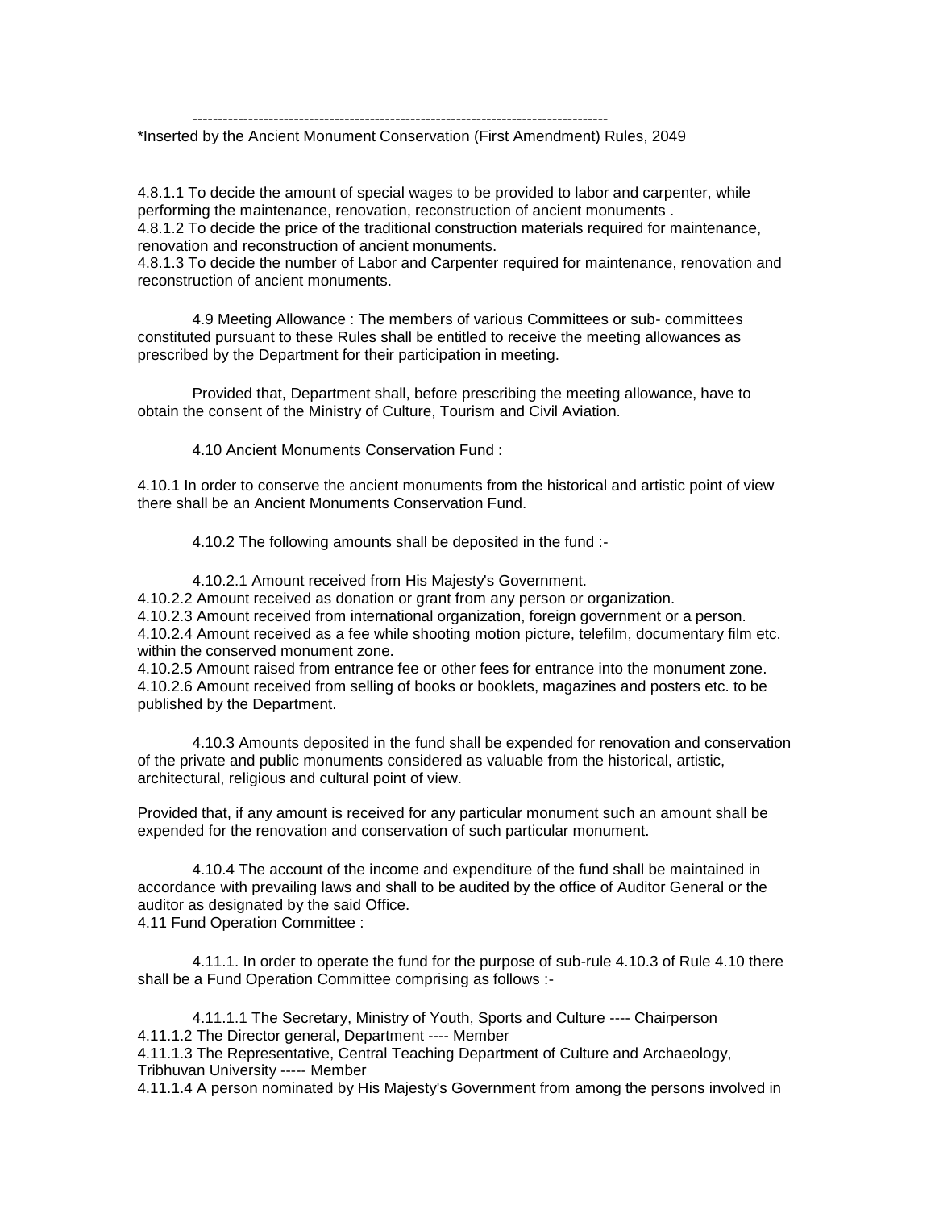---------------------------------------------------------------------------------

*Inserted by the Ancient Monument Conservation (First Amendment) Rules, 2049

4.8.1.1 To decide the amount of special wages to be provided to labor and carpenter, while performing the maintenance, renovation, reconstruction of ancient monuments .
4.8.1.2 To decide the price of the traditional construction materials required for maintenance, renovation and reconstruction of ancient monuments.
4.8.1.3 To decide the number of Labor and Carpenter required for maintenance, renovation and reconstruction of ancient monuments.

4.9 Meeting Allowance : The members of various Committees or sub- committees constituted pursuant to these Rules shall be entitled to receive the meeting allowances as prescribed by the Department for their participation in meeting.

Provided that, Department shall, before prescribing the meeting allowance, have to obtain the consent of the Ministry of Culture, Tourism and Civil Aviation.

4.10 Ancient Monuments Conservation Fund :

4.10.1 In order to conserve the ancient monuments from the historical and artistic point of view there shall be an Ancient Monuments Conservation Fund.

4.10.2 The following amounts shall be deposited in the fund :-

4.10.2.1 Amount received from His Majesty's Government.
4.10.2.2 Amount received as donation or grant from any person or organization.
4.10.2.3 Amount received from international organization, foreign government or a person.
4.10.2.4 Amount received as a fee while shooting motion picture, telefilm, documentary film etc. within the conserved monument zone.
4.10.2.5 Amount raised from entrance fee or other fees for entrance into the monument zone.
4.10.2.6 Amount received from selling of books or booklets, magazines and posters etc. to be published by the Department.

4.10.3 Amounts deposited in the fund shall be expended for renovation and conservation of the private and public monuments considered as valuable from the historical, artistic, architectural, religious and cultural point of view.

Provided that, if any amount is received for any particular monument such an amount shall be expended for the renovation and conservation of such particular monument.

4.10.4 The account of the income and expenditure of the fund shall be maintained in accordance with prevailing laws and shall to be audited by the office of Auditor General or the auditor as designated by the said Office.
4.11 Fund Operation Committee :

4.11.1. In order to operate the fund for the purpose of sub-rule 4.10.3 of Rule 4.10 there shall be a Fund Operation Committee comprising as follows :-

4.11.1.1 The Secretary, Ministry of Youth, Sports and Culture ---- Chairperson
4.11.1.2 The Director general, Department ---- Member
4.11.1.3 The Representative, Central Teaching Department of Culture and Archaeology, Tribhuvan University ----- Member
4.11.1.4 A person nominated by His Majesty's Government from among the persons involved in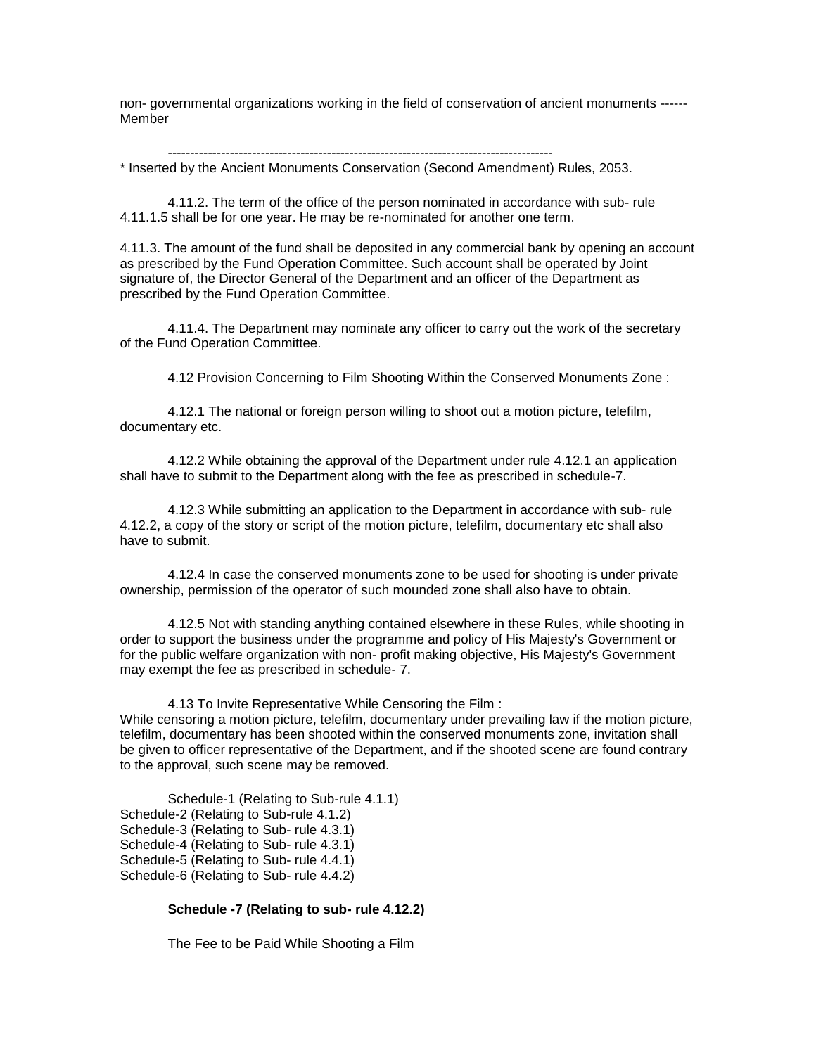non- governmental organizations working in the field of conservation of ancient monuments ------ Member

---

* Inserted by the Ancient Monuments Conservation (Second Amendment) Rules, 2053.

4.11.2. The term of the office of the person nominated in accordance with sub- rule 4.11.1.5 shall be for one year. He may be re-nominated for another one term.

4.11.3. The amount of the fund shall be deposited in any commercial bank by opening an account as prescribed by the Fund Operation Committee. Such account shall be operated by Joint signature of, the Director General of the Department and an officer of the Department as prescribed by the Fund Operation Committee.

4.11.4. The Department may nominate any officer to carry out the work of the secretary of the Fund Operation Committee.

4.12 Provision Concerning to Film Shooting Within the Conserved Monuments Zone :

4.12.1 The national or foreign person willing to shoot out a motion picture, telefilm, documentary etc.

4.12.2 While obtaining the approval of the Department under rule 4.12.1 an application shall have to submit to the Department along with the fee as prescribed in schedule-7.

4.12.3 While submitting an application to the Department in accordance with sub- rule 4.12.2, a copy of the story or script of the motion picture, telefilm, documentary etc shall also have to submit.

4.12.4 In case the conserved monuments zone to be used for shooting is under private ownership, permission of the operator of such mounded zone shall also have to obtain.

4.12.5 Not with standing anything contained elsewhere in these Rules, while shooting in order to support the business under the programme and policy of His Majesty's Government or for the public welfare organization with non- profit making objective, His Majesty's Government may exempt the fee as prescribed in schedule- 7.

4.13 To Invite Representative While Censoring the Film :
While censoring a motion picture, telefilm, documentary under prevailing law if the motion picture, telefilm, documentary has been shooted within the conserved monuments zone, invitation shall be given to officer representative of the Department, and if the shooted scene are found contrary to the approval, such scene may be removed.

Schedule-1 (Relating to Sub-rule 4.1.1)
Schedule-2 (Relating to Sub-rule 4.1.2)
Schedule-3 (Relating to Sub- rule 4.3.1)
Schedule-4 (Relating to Sub- rule 4.3.1)
Schedule-5 (Relating to Sub- rule 4.4.1)
Schedule-6 (Relating to Sub- rule 4.4.2)

**Schedule -7 (Relating to sub- rule 4.12.2)**

The Fee to be Paid While Shooting a Film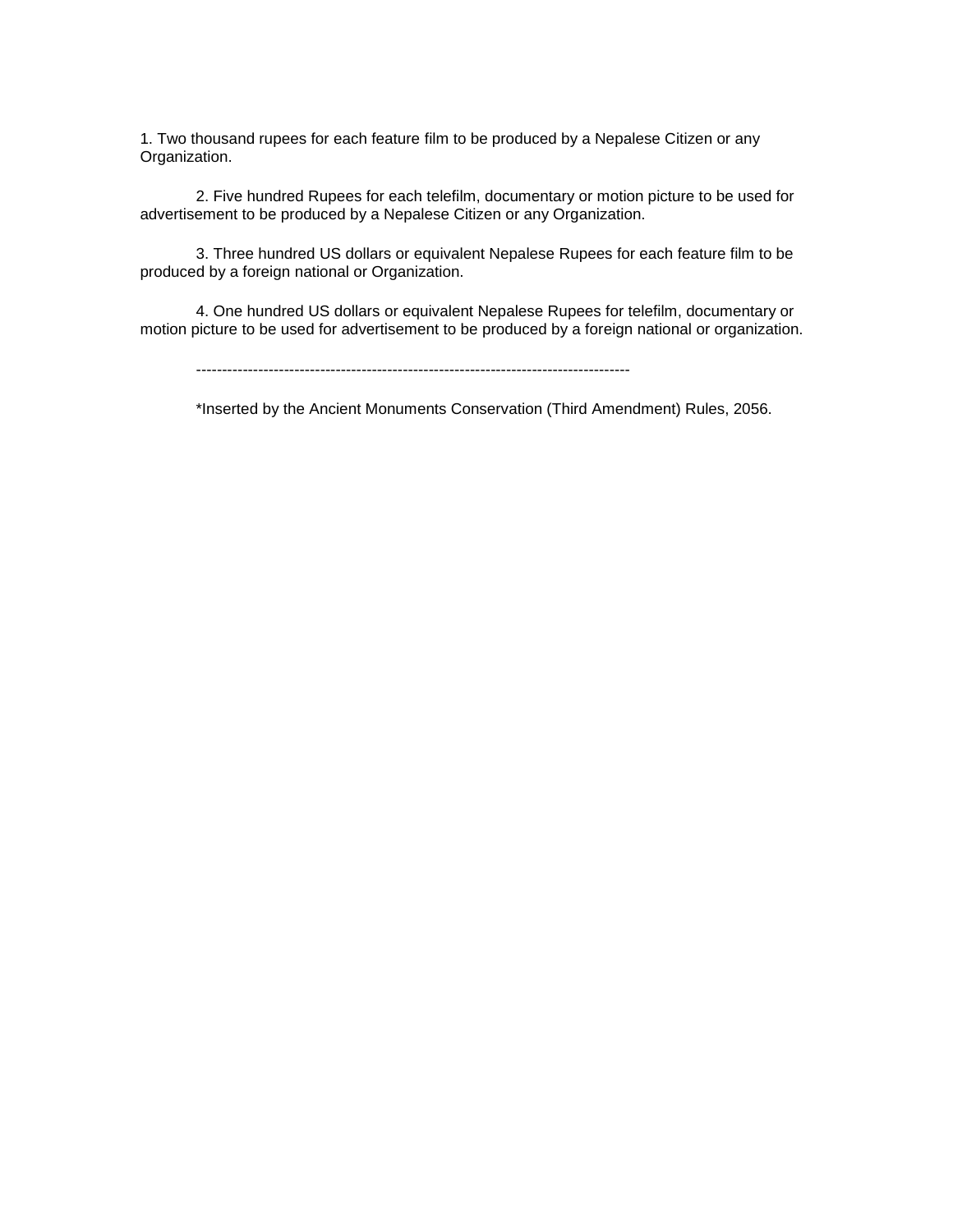1. Two thousand rupees for each feature film to be produced by a Nepalese Citizen or any Organization.

2. Five hundred Rupees for each telefilm, documentary or motion picture to be used for advertisement to be produced by a Nepalese Citizen or any Organization.

3. Three hundred US dollars or equivalent Nepalese Rupees for each feature film to be produced by a foreign national or Organization.

4. One hundred US dollars or equivalent Nepalese Rupees for telefilm, documentary or motion picture to be used for advertisement to be produced by a foreign national or organization.

---

*Inserted by the Ancient Monuments Conservation (Third Amendment) Rules, 2056.